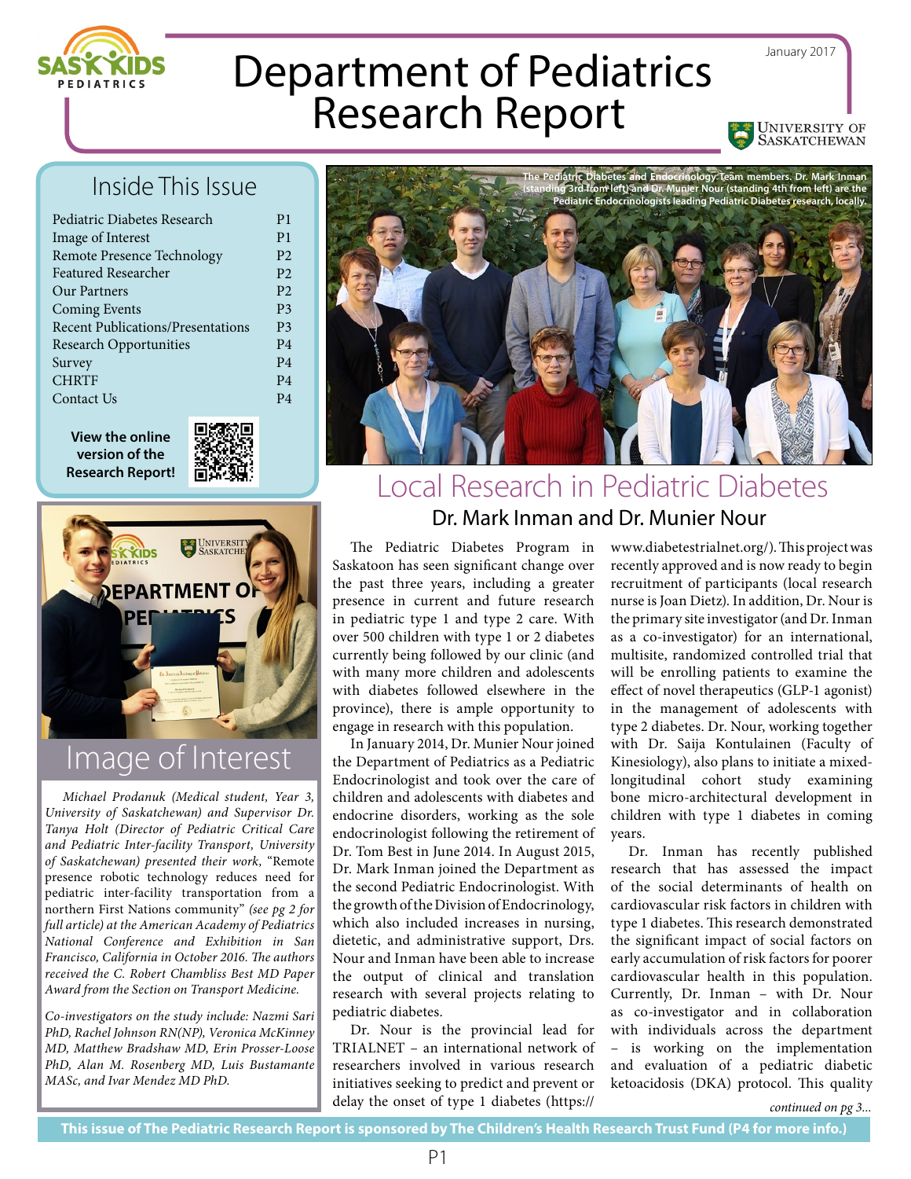January 2017

# Department of Pediatrics Research Report

## Inside This Issue

| | |
|---|---|
| Pediatric Diabetes Research | P1 |
| Image of Interest | P1 |
| Remote Presence Technology | P2 |
| Featured Researcher | P2 |
| Our Partners | P2 |
| Coming Events | P3 |
| Recent Publications/Presentations | P3 |
| Research Opportunities | P4 |
| Survey | P4 |
| CHRTF | P4 |
| Contact Us | P4 |

**View the online version of the Research Report!**

## Image of Interest

*Michael Prodanuk (Medical student, Year 3, University of Saskatchewan) and Supervisor Dr. Tanya Holt (Director of Pediatric Critical Care and Pediatric Inter-facility Transport, University of Saskatchewan) presented their work, "Remote presence robotic technology reduces need for pediatric inter-facility transportation from a northern First Nations community" (see pg 2 for full article) at the American Academy of Pediatrics National Conference and Exhibition in San Francisco, California in October 2016. The authors received the C. Robert Chambliss Best MD Paper Award from the Section on Transport Medicine.*

*Co-investigators on the study include: Nazmi Sari PhD, Rachel Johnson RN(NP), Veronica McKinney MD, Matthew Bradshaw MD, Erin Prosser-Loose PhD, Alan M. Rosenberg MD, Luis Bustamante MASc, and Ivar Mendez MD PhD.*

The Pediatric Diabetes and Endocrinology Team members. Dr. Mark Inman (standing 3rd from left) and Dr. Munier Nour (standing 4th from left) are the Pediatric Endocrinologists leading Pediatric Diabetes research, locally.

## Local Research in Pediatric Diabetes

### Dr. Mark Inman and Dr. Munier Nour

The Pediatric Diabetes Program in Saskatoon has seen significant change over the past three years, including a greater presence in current and future research in pediatric type 1 and type 2 care. With over 500 children with type 1 or 2 diabetes currently being followed by our clinic (and with many more children and adolescents with diabetes followed elsewhere in the province), there is ample opportunity to engage in research with this population.

In January 2014, Dr. Munier Nour joined the Department of Pediatrics as a Pediatric Endocrinologist and took over the care of children and adolescents with diabetes and endocrine disorders, working as the sole endocrinologist following the retirement of Dr. Tom Best in June 2014. In August 2015, Dr. Mark Inman joined the Department as the second Pediatric Endocrinologist. With the growth of the Division of Endocrinology, which also included increases in nursing, dietetic, and administrative support, Drs. Nour and Inman have been able to increase the output of clinical and translation research with several projects relating to pediatric diabetes.

Dr. Nour is the provincial lead for TRIALNET – an international network of researchers involved in various research initiatives seeking to predict and prevent or delay the onset of type 1 diabetes (https://www.diabetestrialnet.org/). This project was recently approved and is now ready to begin recruitment of participants (local research nurse is Joan Dietz). In addition, Dr. Nour is the primary site investigator (and Dr. Inman as a co-investigator) for an international, multisite, randomized controlled trial that will be enrolling patients to examine the effect of novel therapeutics (GLP-1 agonist) in the management of adolescents with type 2 diabetes. Dr. Nour, working together with Dr. Saija Kontulainen (Faculty of Kinesiology), also plans to initiate a mixed-longitudinal cohort study examining bone micro-architectural development in children with type 1 diabetes in coming years.

Dr. Inman has recently published research that has assessed the impact of the social determinants of health on cardiovascular risk factors in children with type 1 diabetes. This research demonstrated the significant impact of social factors on early accumulation of risk factors for poorer cardiovascular health in this population. Currently, Dr. Inman – with Dr. Nour as co-investigator and in collaboration with individuals across the department – is working on the implementation and evaluation of a pediatric diabetic ketoacidosis (DKA) protocol. This quality

*continued on pg 3...*

**This issue of The Pediatric Research Report is sponsored by The Children's Health Research Trust Fund (P4 for more info.)**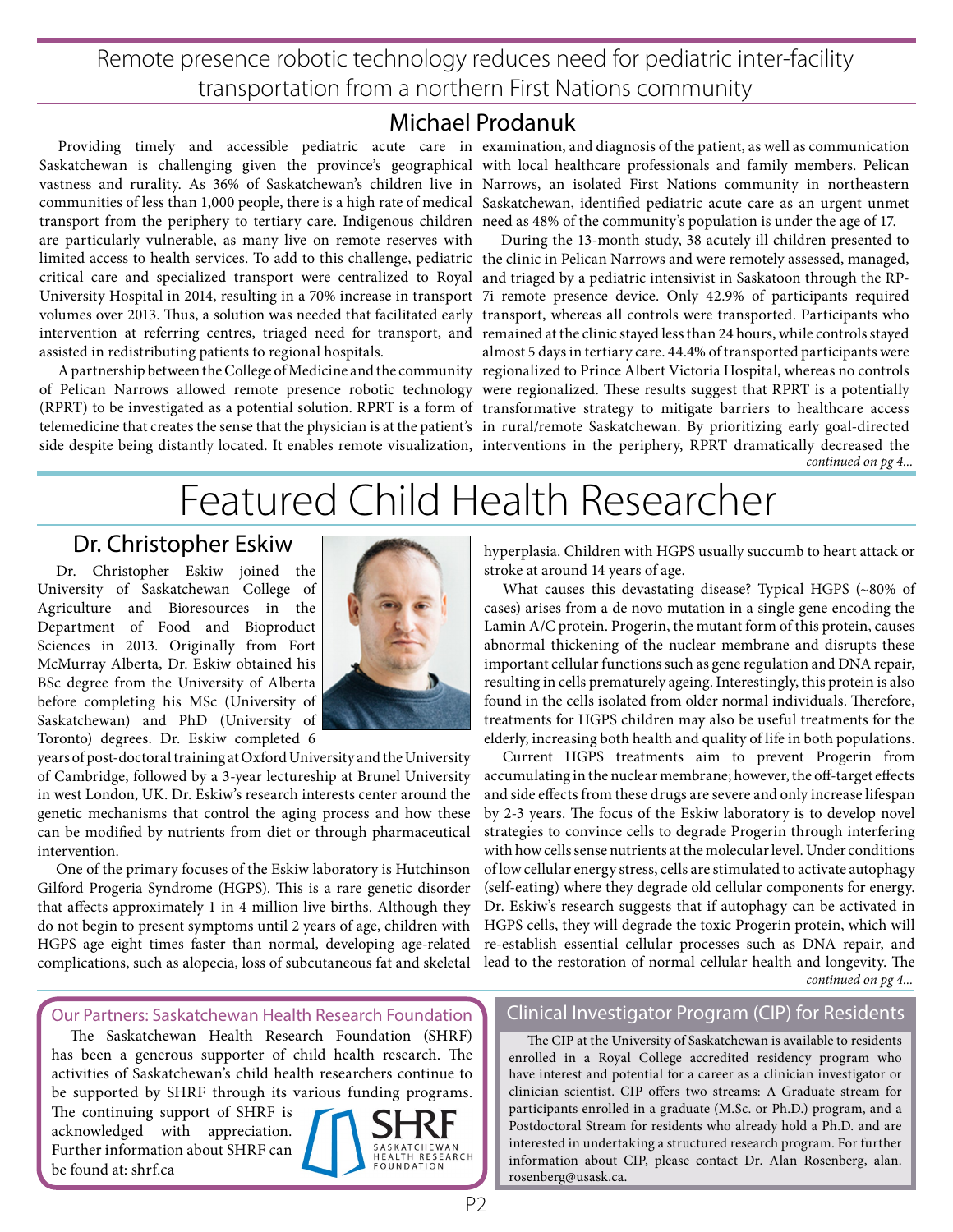## Remote presence robotic technology reduces need for pediatric inter-facility transportation from a northern First Nations community

### Michael Prodanuk

Providing timely and accessible pediatric acute care in Saskatchewan is challenging given the province's geographical vastness and rurality. As 36% of Saskatchewan's children live in communities of less than 1,000 people, there is a high rate of medical transport from the periphery to tertiary care. Indigenous children are particularly vulnerable, as many live on remote reserves with limited access to health services. To add to this challenge, pediatric critical care and specialized transport were centralized to Royal University Hospital in 2014, resulting in a 70% increase in transport volumes over 2013. Thus, a solution was needed that facilitated early intervention at referring centres, triaged need for transport, and assisted in redistributing patients to regional hospitals.

A partnership between the College of Medicine and the community of Pelican Narrows allowed remote presence robotic technology (RPRT) to be investigated as a potential solution. RPRT is a form of telemedicine that creates the sense that the physician is at the patient's side despite being distantly located. It enables remote visualization, examination, and diagnosis of the patient, as well as communication with local healthcare professionals and family members. Pelican Narrows, an isolated First Nations community in northeastern Saskatchewan, identified pediatric acute care as an urgent unmet need as 48% of the community's population is under the age of 17.

During the 13-month study, 38 acutely ill children presented to the clinic in Pelican Narrows and were remotely assessed, managed, and triaged by a pediatric intensivist in Saskatoon through the RP-7i remote presence device. Only 42.9% of participants required transport, whereas all controls were transported. Participants who remained at the clinic stayed less than 24 hours, while controls stayed almost 5 days in tertiary care. 44.4% of transported participants were regionalized to Prince Albert Victoria Hospital, whereas no controls were regionalized. These results suggest that RPRT is a potentially transformative strategy to mitigate barriers to healthcare access in rural/remote Saskatchewan. By prioritizing early goal-directed interventions in the periphery, RPRT dramatically decreased the

*continued on pg 4...*

# Featured Child Health Researcher

### Dr. Christopher Eskiw

Dr. Christopher Eskiw joined the University of Saskatchewan College of Agriculture and Bioresources in the Department of Food and Bioproduct Sciences in 2013. Originally from Fort McMurray Alberta, Dr. Eskiw obtained his BSc degree from the University of Alberta before completing his MSc (University of Saskatchewan) and PhD (University of Toronto) degrees. Dr. Eskiw completed 6 years of post-doctoral training at Oxford University and the University of Cambridge, followed by a 3-year lectureship at Brunel University in west London, UK. Dr. Eskiw's research interests center around the genetic mechanisms that control the aging process and how these can be modified by nutrients from diet or through pharmaceutical intervention.

One of the primary focuses of the Eskiw laboratory is Hutchinson Gilford Progeria Syndrome (HGPS). This is a rare genetic disorder that affects approximately 1 in 4 million live births. Although they do not begin to present symptoms until 2 years of age, children with HGPS age eight times faster than normal, developing age-related complications, such as alopecia, loss of subcutaneous fat and skeletal hyperplasia. Children with HGPS usually succumb to heart attack or stroke at around 14 years of age.

What causes this devastating disease? Typical HGPS (~80% of cases) arises from a de novo mutation in a single gene encoding the Lamin A/C protein. Progerin, the mutant form of this protein, causes abnormal thickening of the nuclear membrane and disrupts these important cellular functions such as gene regulation and DNA repair, resulting in cells prematurely ageing. Interestingly, this protein is also found in the cells isolated from older normal individuals. Therefore, treatments for HGPS children may also be useful treatments for the elderly, increasing both health and quality of life in both populations.

Current HGPS treatments aim to prevent Progerin from accumulating in the nuclear membrane; however, the off-target effects and side effects from these drugs are severe and only increase lifespan by 2-3 years. The focus of the Eskiw laboratory is to develop novel strategies to convince cells to degrade Progerin through interfering with how cells sense nutrients at the molecular level. Under conditions of low cellular energy stress, cells are stimulated to activate autophagy (self-eating) where they degrade old cellular components for energy. Dr. Eskiw's research suggests that if autophagy can be activated in HGPS cells, they will degrade the toxic Progerin protein, which will re-establish essential cellular processes such as DNA repair, and lead to the restoration of normal cellular health and longevity. The

*continued on pg 4...*

### Our Partners: Saskatchewan Health Research Foundation

The Saskatchewan Health Research Foundation (SHRF) has been a generous supporter of child health research. The activities of Saskatchewan's child health researchers continue to be supported by SHRF through its various funding programs. The continuing support of SHRF is acknowledged with appreciation. Further information about SHRF can be found at: shrf.ca

SHRF SASKATCHEWAN HEALTH RESEARCH FOUNDATION

### Clinical Investigator Program (CIP) for Residents

The CIP at the University of Saskatchewan is available to residents enrolled in a Royal College accredited residency program who have interest and potential for a career as a clinician investigator or clinician scientist. CIP offers two streams: A Graduate stream for participants enrolled in a graduate (M.Sc. or Ph.D.) program, and a Postdoctoral Stream for residents who already hold a Ph.D. and are interested in undertaking a structured research program. For further information about CIP, please contact Dr. Alan Rosenberg, alan.rosenberg@usask.ca.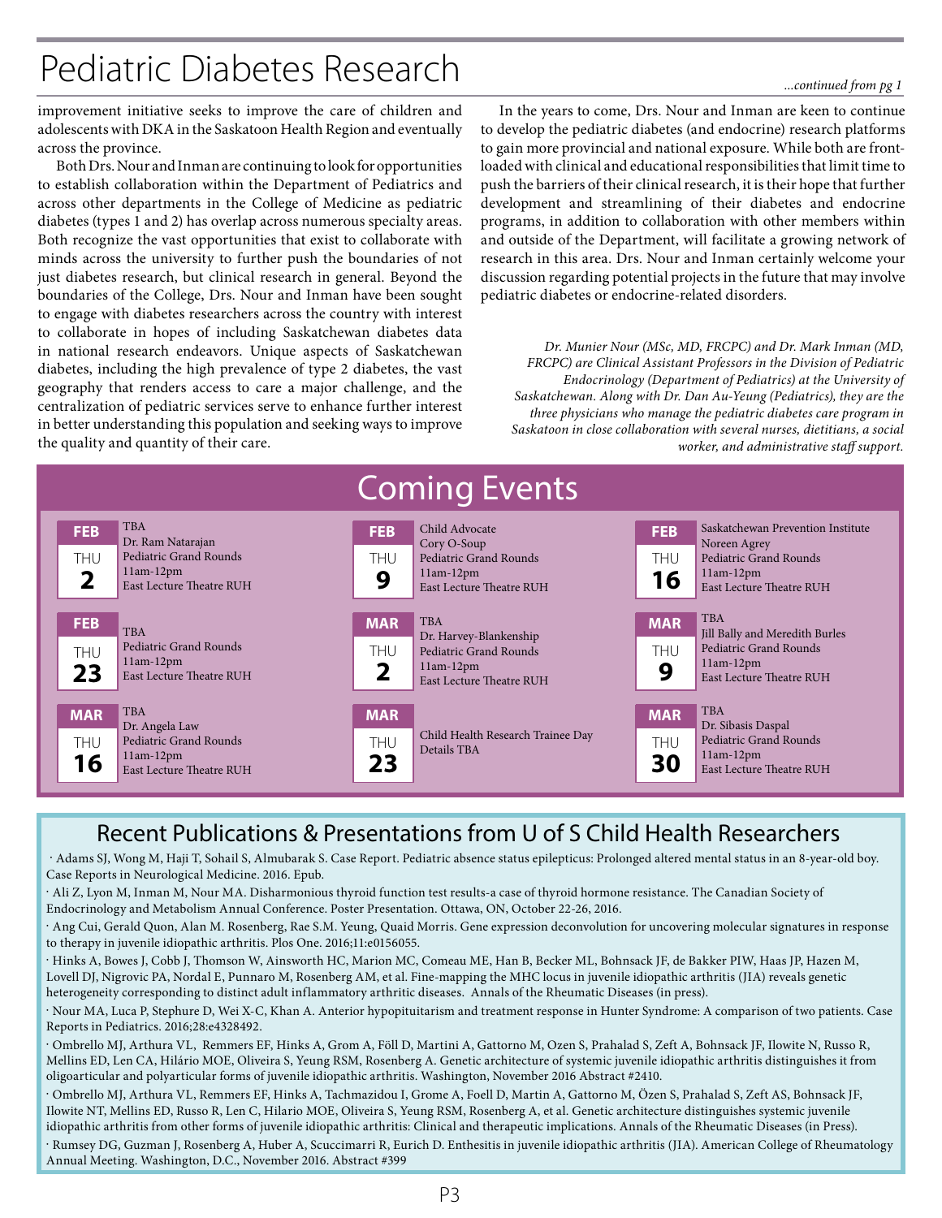# Pediatric Diabetes Research

*...continued from pg 1*

improvement initiative seeks to improve the care of children and adolescents with DKA in the Saskatoon Health Region and eventually across the province.

Both Drs. Nour and Inman are continuing to look for opportunities to establish collaboration within the Department of Pediatrics and across other departments in the College of Medicine as pediatric diabetes (types 1 and 2) has overlap across numerous specialty areas. Both recognize the vast opportunities that exist to collaborate with minds across the university to further push the boundaries of not just diabetes research, but clinical research in general. Beyond the boundaries of the College, Drs. Nour and Inman have been sought to engage with diabetes researchers across the country with interest to collaborate in hopes of including Saskatchewan diabetes data in national research endeavors. Unique aspects of Saskatchewan diabetes, including the high prevalence of type 2 diabetes, the vast geography that renders access to care a major challenge, and the centralization of pediatric services serve to enhance further interest in better understanding this population and seeking ways to improve the quality and quantity of their care.

In the years to come, Drs. Nour and Inman are keen to continue to develop the pediatric diabetes (and endocrine) research platforms to gain more provincial and national exposure. While both are front-loaded with clinical and educational responsibilities that limit time to push the barriers of their clinical research, it is their hope that further development and streamlining of their diabetes and endocrine programs, in addition to collaboration with other members within and outside of the Department, will facilitate a growing network of research in this area. Drs. Nour and Inman certainly welcome your discussion regarding potential projects in the future that may involve pediatric diabetes or endocrine-related disorders.

*Dr. Munier Nour (MSc, MD, FRCPC) and Dr. Mark Inman (MD, FRCPC) are Clinical Assistant Professors in the Division of Pediatric Endocrinology (Department of Pediatrics) at the University of Saskatchewan. Along with Dr. Dan Au-Yeung (Pediatrics), they are the three physicians who manage the pediatric diabetes care program in Saskatoon in close collaboration with several nurses, dietitians, a social worker, and administrative staff support.*

## Coming Events

**FEB THU 2**
TBA
Dr. Ram Natarajan
Pediatric Grand Rounds
11am-12pm
East Lecture Theatre RUH

**FEB THU 9**
Child Advocate
Cory O-Soup
Pediatric Grand Rounds
11am-12pm
East Lecture Theatre RUH

**FEB THU 16**
Saskatchewan Prevention Institute
Noreen Agrey
Pediatric Grand Rounds
11am-12pm
East Lecture Theatre RUH

**FEB THU 23**
TBA
Pediatric Grand Rounds
11am-12pm
East Lecture Theatre RUH

**MAR THU 2**
TBA
Dr. Harvey-Blankenship
Pediatric Grand Rounds
11am-12pm
East Lecture Theatre RUH

**MAR THU 9**
TBA
Jill Bally and Meredith Burles
Pediatric Grand Rounds
11am-12pm
East Lecture Theatre RUH

**MAR THU 16**
TBA
Dr. Angela Law
Pediatric Grand Rounds
11am-12pm
East Lecture Theatre RUH

**MAR THU 23**
Child Health Research Trainee Day
Details TBA

**MAR THU 30**
TBA
Dr. Sibasis Daspal
Pediatric Grand Rounds
11am-12pm
East Lecture Theatre RUH

## Recent Publications & Presentations from U of S Child Health Researchers

- Adams SJ, Wong M, Haji T, Sohail S, Almubarak S. Case Report. Pediatric absence status epilepticus: Prolonged altered mental status in an 8-year-old boy. Case Reports in Neurological Medicine. 2016. Epub.
- Ali Z, Lyon M, Inman M, Nour MA. Disharmonious thyroid function test results-a case of thyroid hormone resistance. The Canadian Society of Endocrinology and Metabolism Annual Conference. Poster Presentation. Ottawa, ON, October 22-26, 2016.
- Ang Cui, Gerald Quon, Alan M. Rosenberg, Rae S.M. Yeung, Quaid Morris. Gene expression deconvolution for uncovering molecular signatures in response to therapy in juvenile idiopathic arthritis. Plos One. 2016;11:e0156055.
- Hinks A, Bowes J, Cobb J, Thomson W, Ainsworth HC, Marion MC, Comeau ME, Han B, Becker ML, Bohnsack JF, de Bakker PIW, Haas JP, Hazen M, Lovell DJ, Nigrovic PA, Nordal E, Punnaro M, Rosenberg AM, et al. Fine-mapping the MHC locus in juvenile idiopathic arthritis (JIA) reveals genetic heterogeneity corresponding to distinct adult inflammatory arthritic diseases. Annals of the Rheumatic Diseases (in press).
- Nour MA, Luca P, Stephure D, Wei X-C, Khan A. Anterior hypopituitarism and treatment response in Hunter Syndrome: A comparison of two patients. Case Reports in Pediatrics. 2016;28:e4328492.
- Ombrello MJ, Arthura VL, Remmers EF, Hinks A, Grom A, Föll D, Martini A, Gattorno M, Ozen S, Prahalad S, Zeft A, Bohnsack JF, Ilowite N, Russo R, Mellins ED, Len CA, Hilário MOE, Oliveira S, Yeung RSM, Rosenberg A. Genetic architecture of systemic juvenile idiopathic arthritis distinguishes it from oligoarticular and polyarticular forms of juvenile idiopathic arthritis. Washington, November 2016 Abstract #2410.
- Ombrello MJ, Arthura VL, Remmers EF, Hinks A, Tachmazidou I, Grome A, Foell D, Martin A, Gattorno M, Özen S, Prahalad S, Zeft AS, Bohnsack JF, Ilowite NT, Mellins ED, Russo R, Len C, Hilario MOE, Oliveira S, Yeung RSM, Rosenberg A, et al. Genetic architecture distinguishes systemic juvenile idiopathic arthritis from other forms of juvenile idiopathic arthritis: Clinical and therapeutic implications. Annals of the Rheumatic Diseases (in Press).
- Rumsey DG, Guzman J, Rosenberg A, Huber A, Scuccimarri R, Eurich D. Enthesitis in juvenile idiopathic arthritis (JIA). American College of Rheumatology Annual Meeting. Washington, D.C., November 2016. Abstract #399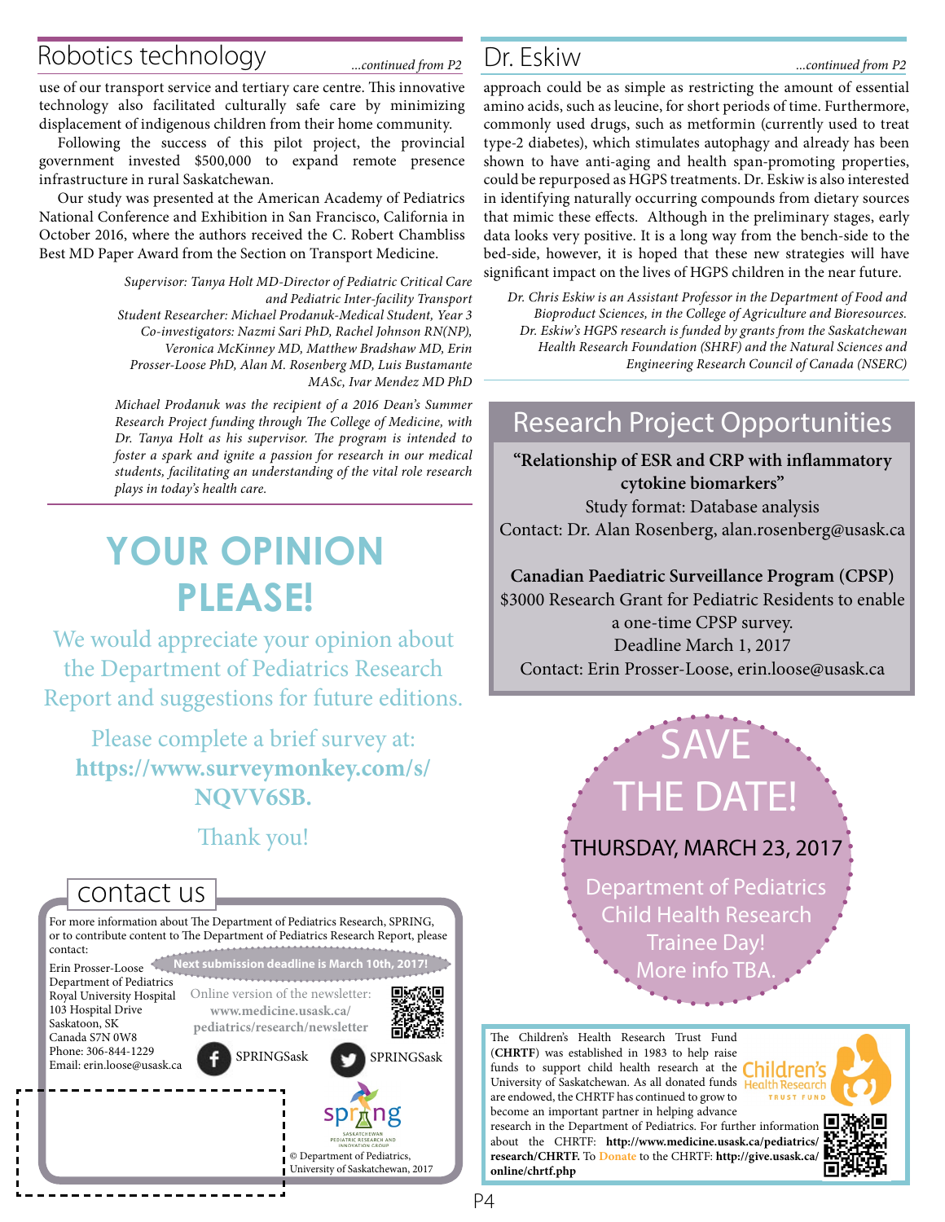## Robotics technology

*...continued from P2*

use of our transport service and tertiary care centre. This innovative technology also facilitated culturally safe care by minimizing displacement of indigenous children from their home community.

Following the success of this pilot project, the provincial government invested $500,000 to expand remote presence infrastructure in rural Saskatchewan.

Our study was presented at the American Academy of Pediatrics National Conference and Exhibition in San Francisco, California in October 2016, where the authors received the C. Robert Chambliss Best MD Paper Award from the Section on Transport Medicine.

*Supervisor: Tanya Holt MD-Director of Pediatric Critical Care and Pediatric Inter-facility Transport*
*Student Researcher: Michael Prodanuk-Medical Student, Year 3*
*Co-investigators: Nazmi Sari PhD, Rachel Johnson RN(NP), Veronica McKinney MD, Matthew Bradshaw MD, Erin Prosser-Loose PhD, Alan M. Rosenberg MD, Luis Bustamante MASc, Ivar Mendez MD PhD*

*Michael Prodanuk was the recipient of a 2016 Dean's Summer Research Project funding through The College of Medicine, with Dr. Tanya Holt as his supervisor. The program is intended to foster a spark and ignite a passion for research in our medical students, facilitating an understanding of the vital role research plays in today's health care.*

# YOUR OPINION PLEASE!

We would appreciate your opinion about the Department of Pediatrics Research Report and suggestions for future editions.

Please complete a brief survey at: **https://www.surveymonkey.com/s/NQVV6SB.**

Thank you!

## contact us

For more information about The Department of Pediatrics Research, SPRING, or to contribute content to The Department of Pediatrics Research Report, please contact:

**Next submission deadline is March 10th, 2017!**

Erin Prosser-Loose
Department of Pediatrics
Royal University Hospital
103 Hospital Drive
Saskatoon, SK
Canada S7N 0W8
Phone: 306-844-1229
Email: erin.loose@usask.ca

Online version of the newsletter: **www.medicine.usask.ca/pediatrics/research/newsletter**

SPRINGSask

SPRINGSask

spring
SASKATCHEWAN PEDIATRIC RESEARCH AND INNOVATION GROUP

© Department of Pediatrics, University of Saskatchewan, 2017

## Dr. Eskiw

*...continued from P2*

approach could be as simple as restricting the amount of essential amino acids, such as leucine, for short periods of time. Furthermore, commonly used drugs, such as metformin (currently used to treat type-2 diabetes), which stimulates autophagy and already has been shown to have anti-aging and health span-promoting properties, could be repurposed as HGPS treatments. Dr. Eskiw is also interested in identifying naturally occurring compounds from dietary sources that mimic these effects. Although in the preliminary stages, early data looks very positive. It is a long way from the bench-side to the bed-side, however, it is hoped that these new strategies will have significant impact on the lives of HGPS children in the near future.

*Dr. Chris Eskiw is an Assistant Professor in the Department of Food and Bioproduct Sciences, in the College of Agriculture and Bioresources. Dr. Eskiw's HGPS research is funded by grants from the Saskatchewan Health Research Foundation (SHRF) and the Natural Sciences and Engineering Research Council of Canada (NSERC)*

## Research Project Opportunities

**"Relationship of ESR and CRP with inflammatory cytokine biomarkers"**
Study format: Database analysis
Contact: Dr. Alan Rosenberg, alan.rosenberg@usask.ca

**Canadian Paediatric Surveillance Program (CPSP)**
$3000 Research Grant for Pediatric Residents to enable a one-time CPSP survey.
Deadline March 1, 2017
Contact: Erin Prosser-Loose, erin.loose@usask.ca

## SAVE THE DATE!

THURSDAY, MARCH 23, 2017

Department of Pediatrics Child Health Research Trainee Day!
More info TBA.

The Children's Health Research Trust Fund (**CHRTF**) was established in 1983 to help raise funds to support child health research at the University of Saskatchewan. As all donated funds are endowed, the CHRTF has continued to grow to become an important partner in helping advance research in the Department of Pediatrics. For further information about the CHRTF: **http://www.medicine.usask.ca/pediatrics/research/CHRTF.** To **Donate** to the CHRTF: **http://give.usask.ca/online/chrtf.php**

Children's Health Research TRUST FUND